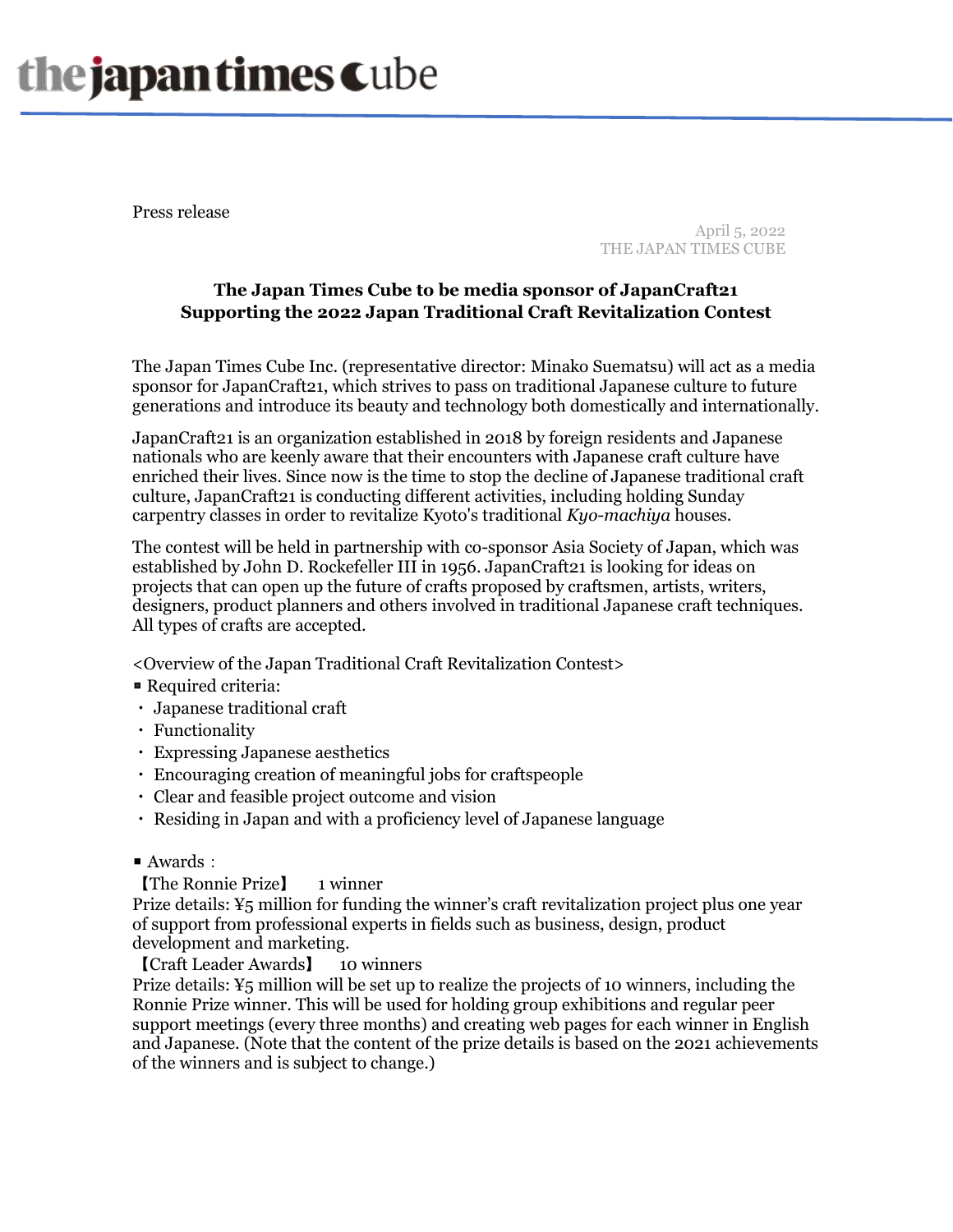Press release

April 5, 2022
THE JAPAN TIMES CUBE

# The Japan Times Cube to be media sponsor of JapanCraft21 Supporting the 2022 Japan Traditional Craft Revitalization Contest

The Japan Times Cube Inc. (representative director: Minako Suematsu) will act as a media sponsor for JapanCraft21, which strives to pass on traditional Japanese culture to future generations and introduce its beauty and technology both domestically and internationally.

JapanCraft21 is an organization established in 2018 by foreign residents and Japanese nationals who are keenly aware that their encounters with Japanese craft culture have enriched their lives. Since now is the time to stop the decline of Japanese traditional craft culture, JapanCraft21 is conducting different activities, including holding Sunday carpentry classes in order to revitalize Kyoto's traditional *Kyo-machiya* houses.

The contest will be held in partnership with co-sponsor Asia Society of Japan, which was established by John D. Rockefeller III in 1956. JapanCraft21 is looking for ideas on projects that can open up the future of crafts proposed by craftsmen, artists, writers, designers, product planners and others involved in traditional Japanese craft techniques. All types of crafts are accepted.

<Overview of the Japan Traditional Craft Revitalization Contest>

■ Required criteria:

- Japanese traditional craft
- Functionality
- Expressing Japanese aesthetics
- Encouraging creation of meaningful jobs for craftspeople
- Clear and feasible project outcome and vision
- Residing in Japan and with a proficiency level of Japanese language

■ Awards：

【The Ronnie Prize】 1 winner

Prize details: ¥5 million for funding the winner's craft revitalization project plus one year of support from professional experts in fields such as business, design, product development and marketing.

【Craft Leader Awards】 10 winners

Prize details: ¥5 million will be set up to realize the projects of 10 winners, including the Ronnie Prize winner. This will be used for holding group exhibitions and regular peer support meetings (every three months) and creating web pages for each winner in English and Japanese. (Note that the content of the prize details is based on the 2021 achievements of the winners and is subject to change.)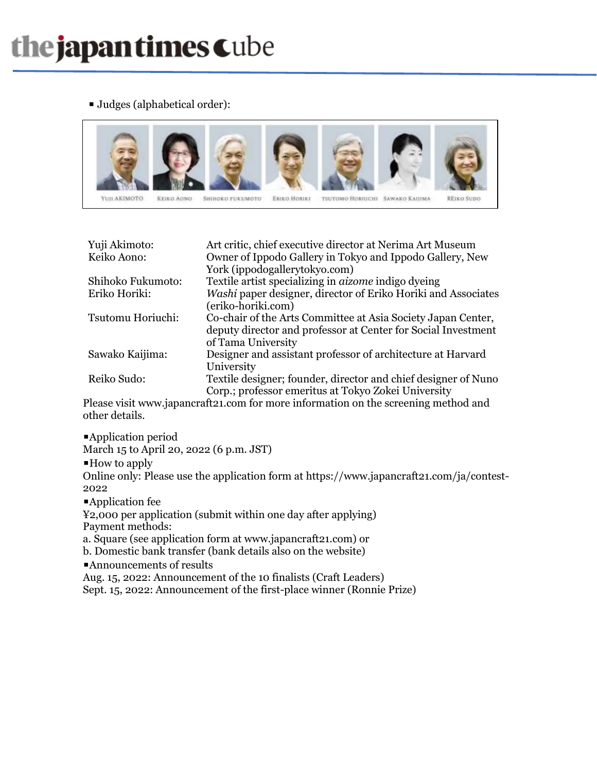- Judges (alphabetical order):

| | |
|---|---|
| Yuji Akimoto: | Art critic, chief executive director at Nerima Art Museum |
| Keiko Aono: | Owner of Ippodo Gallery in Tokyo and Ippodo Gallery, New York (ippodogallerytokyo.com) |
| Shihoko Fukumoto: | Textile artist specializing in *aizome* indigo dyeing |
| Eriko Horiki: | *Washi* paper designer, director of Eriko Horiki and Associates (eriko-horiki.com) |
| Tsutomu Horiuchi: | Co-chair of the Arts Committee at Asia Society Japan Center, deputy director and professor at Center for Social Investment of Tama University |
| Sawako Kaijima: | Designer and assistant professor of architecture at Harvard University |
| Reiko Sudo: | Textile designer; founder, director and chief designer of Nuno Corp.; professor emeritus at Tokyo Zokei University |

Please visit www.japancraft21.com for more information on the screening method and other details.

- Application period

March 15 to April 20, 2022 (6 p.m. JST)

- How to apply

Online only: Please use the application form at https://www.japancraft21.com/ja/contest-2022

- Application fee

¥2,000 per application (submit within one day after applying)

Payment methods:

a. Square (see application form at www.japancraft21.com) or

b. Domestic bank transfer (bank details also on the website)

- Announcements of results

Aug. 15, 2022: Announcement of the 10 finalists (Craft Leaders)

Sept. 15, 2022: Announcement of the first-place winner (Ronnie Prize)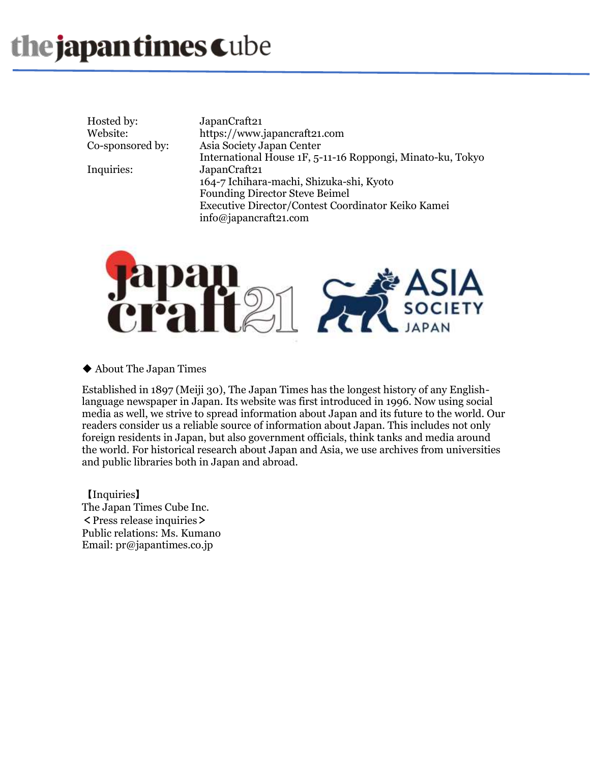| | |
|---|---|
| Hosted by: | JapanCraft21 |
| Website: | https://www.japancraft21.com |
| Co-sponsored by: | Asia Society Japan Center<br>International House 1F, 5-11-16 Roppongi, Minato-ku, Tokyo |
| Inquiries: | JapanCraft21<br>164-7 Ichihara-machi, Shizuka-shi, Kyoto<br>Founding Director Steve Beimel<br>Executive Director/Contest Coordinator Keiko Kamei<br>info@japancraft21.com |

◆ About The Japan Times

Established in 1897 (Meiji 30), The Japan Times has the longest history of any English-language newspaper in Japan. Its website was first introduced in 1996. Now using social media as well, we strive to spread information about Japan and its future to the world. Our readers consider us a reliable source of information about Japan. This includes not only foreign residents in Japan, but also government officials, think tanks and media around the world. For historical research about Japan and Asia, we use archives from universities and public libraries both in Japan and abroad.

【Inquiries】
The Japan Times Cube Inc.
＜Press release inquiries＞
Public relations: Ms. Kumano
Email: pr@japantimes.co.jp